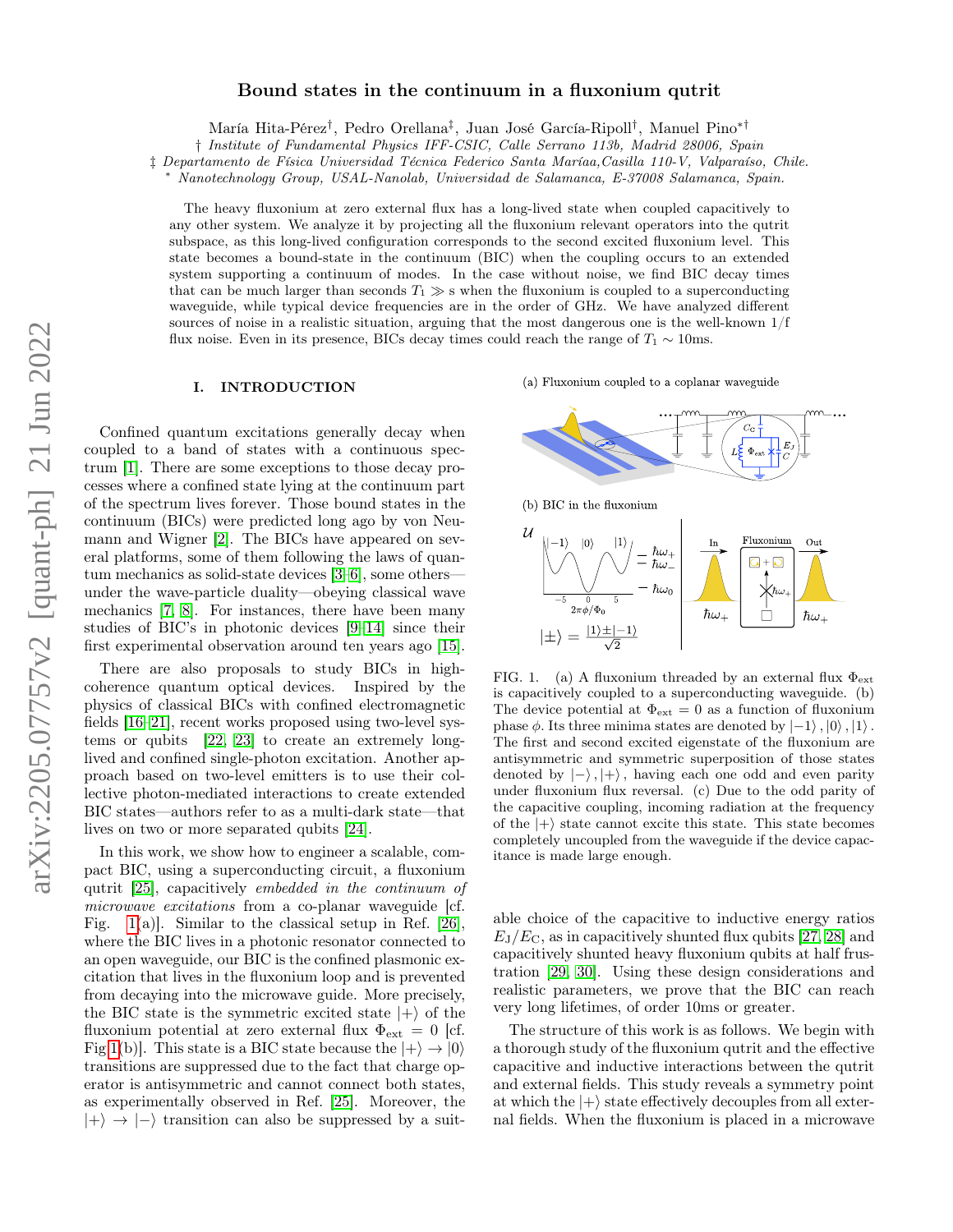# Bound states in the continuum in a fluxonium qutrit

María Hita-Pérez[†], Pedro Orellana[‡], Juan José García-Ripoll[†], Manuel Pino[*†]

[†] *Institute of Fundamental Physics IFF-CSIC, Calle Serrano 113b, Madrid 28006, Spain*
[‡] *Departamento de Física Universidad Técnica Federico Santa Maríaa,Casilla 110-V, Valparaíso, Chile.*
[*] *Nanotechnology Group, USAL-Nanolab, Universidad de Salamanca, E-37008 Salamanca, Spain.*

The heavy fluxonium at zero external flux has a long-lived state when coupled capacitively to any other system. We analyze it by projecting all the fluxonium relevant operators into the qutrit subspace, as this long-lived configuration corresponds to the second excited fluxonium level. This state becomes a bound-state in the continuum (BIC) when the coupling occurs to an extended system supporting a continuum of modes. In the case without noise, we find BIC decay times that can be much larger than seconds $T_1 \gg$ s when the fluxonium is coupled to a superconducting waveguide, while typical device frequencies are in the order of GHz. We have analyzed different sources of noise in a realistic situation, arguing that the most dangerous one is the well-known 1/f flux noise. Even in its presence, BICs decay times could reach the range of $T_1 \sim 10$ms.

## I. INTRODUCTION

Confined quantum excitations generally decay when coupled to a band of states with a continuous spectrum [1]. There are some exceptions to those decay processes where a confined state lying at the continuum part of the spectrum lives forever. Those bound states in the continuum (BICs) were predicted long ago by von Neumann and Wigner [2]. The BICs have appeared on several platforms, some of them following the laws of quantum mechanics as solid-state devices [3–6], some others—under the wave-particle duality—obeying classical wave mechanics [7, 8]. For instances, there have been many studies of BIC's in photonic devices [9–14] since their first experimental observation around ten years ago [15].

There are also proposals to study BICs in high-coherence quantum optical devices. Inspired by the physics of classical BICs with confined electromagnetic fields [16–21], recent works proposed using two-level systems or qubits [22, 23] to create an extremely long-lived and confined single-photon excitation. Another approach based on two-level emitters is to use their collective photon-mediated interactions to create extended BIC states—authors refer to as a multi-dark state—that lives on two or more separated qubits [24].

In this work, we show how to engineer a scalable, compact BIC, using a superconducting circuit, a fluxonium qutrit [25], capacitively *embedded in the continuum of microwave excitations* from a co-planar waveguide [cf. Fig. 1(a)]. Similar to the classical setup in Ref. [26], where the BIC lives in a photonic resonator connected to an open waveguide, our BIC is the confined plasmonic excitation that lives in the fluxonium loop and is prevented from decaying into the microwave guide. More precisely, the BIC state is the symmetric excited state $|+\rangle$ of the fluxonium potential at zero external flux $\Phi_{\rm ext} = 0$ [cf. Fig 1(b)]. This state is a BIC state because the $|+\rangle \to |0\rangle$ transitions are suppressed due to the fact that charge operator is antisymmetric and cannot connect both states, as experimentally observed in Ref. [25]. Moreover, the $|+\rangle \to |-\rangle$ transition can also be suppressed by a suitable choice of the capacitive to inductive energy ratios $E_J/E_C$, as in capacitively shunted flux qubits [27, 28] and capacitively shunted heavy fluxonium qubits at half frustration [29, 30]. Using these design considerations and realistic parameters, we prove that the BIC can reach very long lifetimes, of order 10ms or greater.

FIG. 1. (a) A fluxonium threaded by an external flux $\Phi_{\rm ext}$ is capacitively coupled to a superconducting waveguide. (b) The device potential at $\Phi_{\rm ext} = 0$ as a function of fluxonium phase $\phi$. Its three minima states are denoted by $|-1\rangle, |0\rangle, |1\rangle$. The first and second excited eigenstate of the fluxonium are antisymmetric and symmetric superposition of those states denoted by $|-\rangle, |+\rangle$, having each one odd and even parity under fluxonium flux reversal. (c) Due to the odd parity of the capacitive coupling, incoming radiation at the frequency of the $|+\rangle$ state cannot excite this state. This state becomes completely uncoupled from the waveguide if the device capacitance is made large enough.

The structure of this work is as follows. We begin with a thorough study of the fluxonium qutrit and the effective capacitive and inductive interactions between the qutrit and external fields. This study reveals a symmetry point at which the $|+\rangle$ state effectively decouples from all external fields. When the fluxonium is placed in a microwave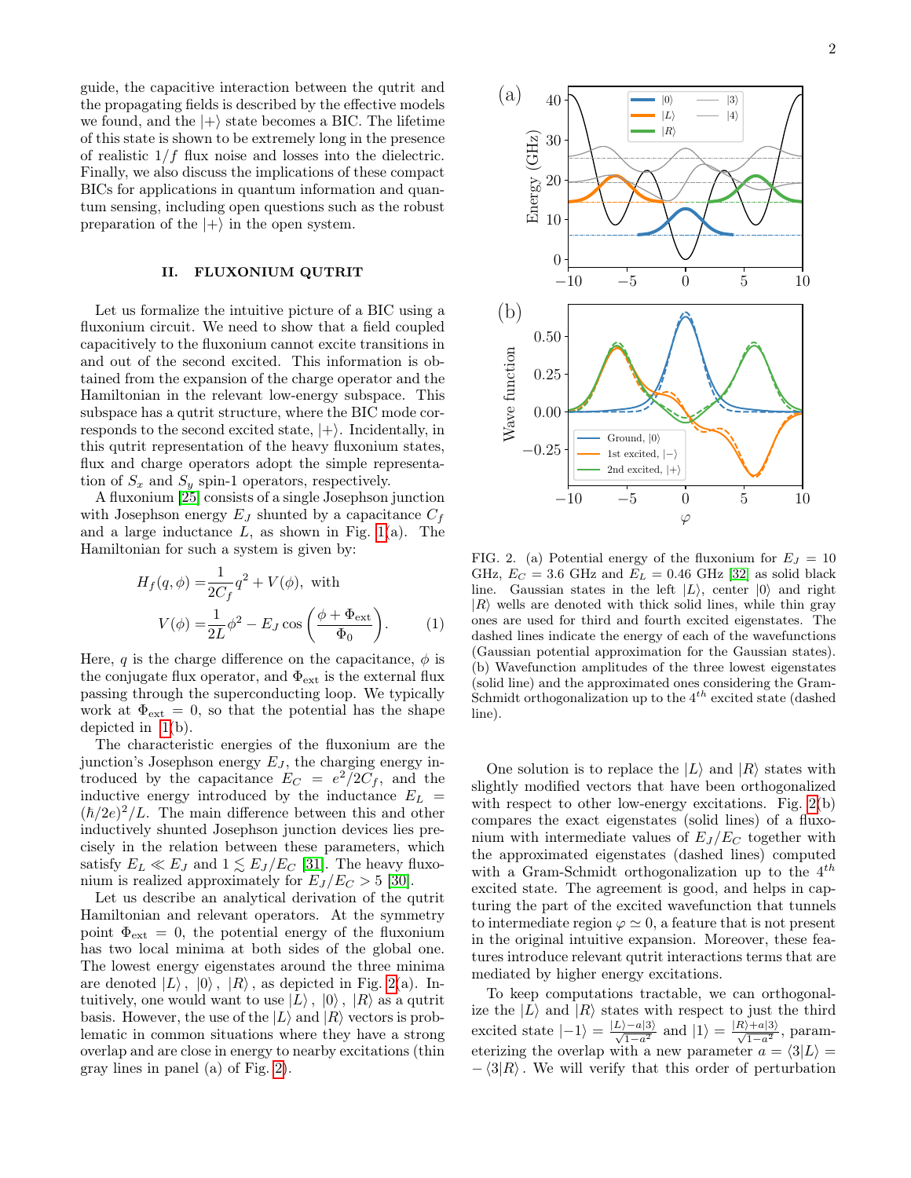guide, the capacitive interaction between the qutrit and the propagating fields is described by the effective models we found, and the $|+\rangle$ state becomes a BIC. The lifetime of this state is shown to be extremely long in the presence of realistic $1/f$ flux noise and losses into the dielectric. Finally, we also discuss the implications of these compact BICs for applications in quantum information and quantum sensing, including open questions such as the robust preparation of the $|+\rangle$ in the open system.

## II. FLUXONIUM QUTRIT

Let us formalize the intuitive picture of a BIC using a fluxonium circuit. We need to show that a field coupled capacitively to the fluxonium cannot excite transitions in and out of the second excited. This information is obtained from the expansion of the charge operator and the Hamiltonian in the relevant low-energy subspace. This subspace has a qutrit structure, where the BIC mode corresponds to the second excited state, $|+\rangle$. Incidentally, in this qutrit representation of the heavy fluxonium states, flux and charge operators adopt the simple representation of $S_x$ and $S_y$ spin-1 operators, respectively.

A fluxonium [25] consists of a single Josephson junction with Josephson energy $E_J$ shunted by a capacitance $C_f$ and a large inductance $L$, as shown in Fig. 1(a). The Hamiltonian for such a system is given by:

$$H_f(q,\phi) = \frac{1}{2C_f}q^2 + V(\phi), \text{ with}$$
$$V(\phi) = \frac{1}{2L}\phi^2 - E_J \cos\left(\frac{\phi + \Phi_{\text{ext}}}{\Phi_0}\right). \tag{1}$$

Here, $q$ is the charge difference on the capacitance, $\phi$ is the conjugate flux operator, and $\Phi_{\text{ext}}$ is the external flux passing through the superconducting loop. We typically work at $\Phi_{\text{ext}} = 0$, so that the potential has the shape depicted in 1(b).

The characteristic energies of the fluxonium are the junction's Josephson energy $E_J$, the charging energy introduced by the capacitance $E_C = e^2/2C_f$, and the inductive energy introduced by the inductance $E_L = (\hbar/2e)^2/L$. The main difference between this and other inductively shunted Josephson junction devices lies precisely in the relation between these parameters, which satisfy $E_L \ll E_J$ and $1 \lesssim E_J/E_C$ [31]. The heavy fluxonium is realized approximately for $E_J/E_C > 5$ [30].

Let us describe an analytical derivation of the qutrit Hamiltonian and relevant operators. At the symmetry point $\Phi_{\text{ext}} = 0$, the potential energy of the fluxonium has two local minima at both sides of the global one. The lowest energy eigenstates around the three minima are denoted $|L\rangle$, $|0\rangle$, $|R\rangle$, as depicted in Fig. 2(a). Intuitively, one would want to use $|L\rangle$, $|0\rangle$, $|R\rangle$ as a qutrit basis. However, the use of the $|L\rangle$ and $|R\rangle$ vectors is problematic in common situations where they have a strong overlap and are close in energy to nearby excitations (thin gray lines in panel (a) of Fig. 2).

FIG. 2. (a) Potential energy of the fluxonium for $E_J = 10$ GHz, $E_C = 3.6$ GHz and $E_L = 0.46$ GHz [32] as solid black line. Gaussian states in the left $|L\rangle$, center $|0\rangle$ and right $|R\rangle$ wells are denoted with thick solid lines, while thin gray ones are used for third and fourth excited eigenstates. The dashed lines indicate the energy of each of the wavefunctions (Gaussian potential approximation for the Gaussian states). (b) Wavefunction amplitudes of the three lowest eigenstates (solid line) and the approximated ones considering the Gram-Schmidt orthogonalization up to the $4^{th}$ excited state (dashed line).

One solution is to replace the $|L\rangle$ and $|R\rangle$ states with slightly modified vectors that have been orthogonalized with respect to other low-energy excitations. Fig. 2(b) compares the exact eigenstates (solid lines) of a fluxonium with intermediate values of $E_J/E_C$ together with the approximated eigenstates (dashed lines) computed with a Gram-Schmidt orthogonalization up to the $4^{th}$ excited state. The agreement is good, and helps in capturing the part of the excited wavefunction that tunnels to intermediate region $\varphi \simeq 0$, a feature that is not present in the original intuitive expansion. Moreover, these features introduce relevant qutrit interactions terms that are mediated by higher energy excitations.

To keep computations tractable, we can orthogonalize the $|L\rangle$ and $|R\rangle$ states with respect to just the third excited state $|-1\rangle = \frac{|L\rangle - a|3\rangle}{\sqrt{1-a^2}}$ and $|1\rangle = \frac{|R\rangle + a|3\rangle}{\sqrt{1-a^2}}$, parameterizing the overlap with a new parameter $a = \langle 3|L\rangle = -\langle 3|R\rangle$. We will verify that this order of perturbation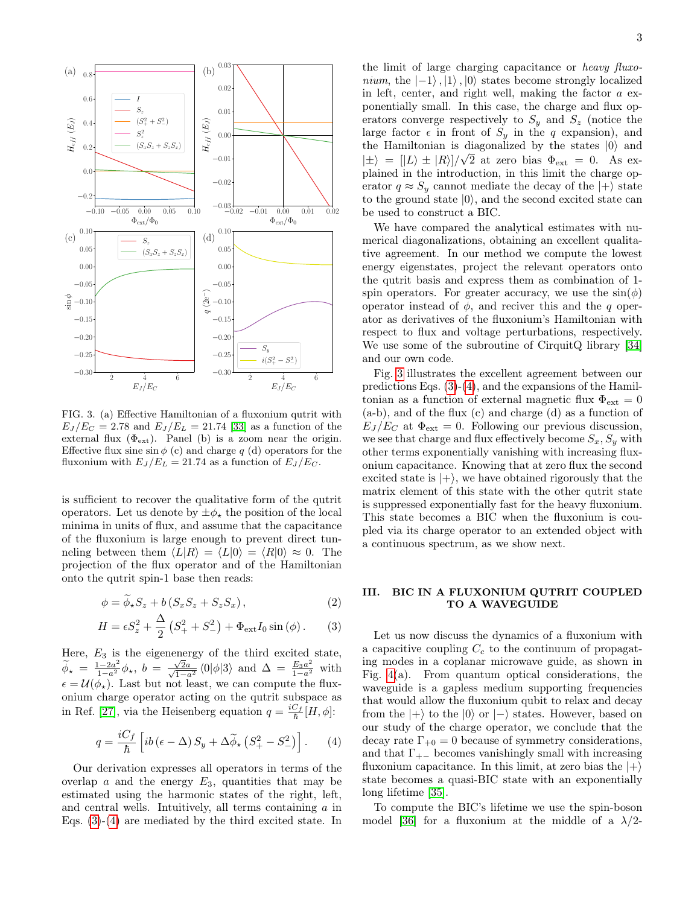FIG. 3. (a) Effective Hamiltonian of a fluxonium qutrit with $E_J/E_C = 2.78$ and $E_J/E_L = 21.74$ [33] as a function of the external flux ($\Phi_{\rm ext}$). Panel (b) is a zoom near the origin. Effective flux sine $\sin\phi$ (c) and charge $q$ (d) operators for the fluxonium with $E_J/E_L = 21.74$ as a function of $E_J/E_C$.

is sufficient to recover the qualitative form of the qutrit operators. Let us denote by $\pm\phi_\star$ the position of the local minima in units of flux, and assume that the capacitance of the fluxonium is large enough to prevent direct tunneling between them $\langle L|R\rangle = \langle L|0\rangle = \langle R|0\rangle \approx 0$. The projection of the flux operator and of the Hamiltonian onto the qutrit spin-1 base then reads:

$$\phi = \widetilde{\phi}_\star S_z + b\left(S_x S_z + S_z S_x\right), \tag{2}$$

$$H = \epsilon S_z^2 + \frac{\Delta}{2}\left(S_+^2 + S_-^2\right) + \Phi_{\rm ext} I_0 \sin\left(\phi\right). \tag{3}$$

Here, $E_3$ is the eigenenergy of the third excited state, $\widetilde{\phi}_\star = \frac{1-2a^2}{1-a^2}\phi_\star$, $b = \frac{\sqrt{2}a}{\sqrt{1-a^2}}\langle 0|\phi|3\rangle$ and $\Delta = \frac{E_3 a^2}{1-a^2}$ with $\epsilon = \mathcal{U}(\phi_\star)$. Last but not least, we can compute the fluxonium charge operator acting on the qutrit subspace as in Ref. [27], via the Heisenberg equation $q = \frac{iC_f}{\hbar}[H,\phi]$:

$$q = \frac{iC_f}{\hbar}\left[ib\left(\epsilon - \Delta\right)S_y + \Delta\widetilde{\phi}_\star\left(S_+^2 - S_-^2\right)\right]. \tag{4}$$

Our derivation expresses all operators in terms of the overlap $a$ and the energy $E_3$, quantities that may be estimated using the harmonic states of the right, left, and central wells. Intuitively, all terms containing $a$ in Eqs. (3)-(4) are mediated by the third excited state. In the limit of large charging capacitance or *heavy fluxonium*, the $|-1\rangle, |1\rangle, |0\rangle$ states become strongly localized in left, center, and right well, making the factor $a$ exponentially small. In this case, the charge and flux operators converge respectively to $S_y$ and $S_z$ (notice the large factor $\epsilon$ in front of $S_y$ in the $q$ expansion), and the Hamiltonian is diagonalized by the states $|0\rangle$ and $|\pm\rangle = [|L\rangle \pm |R\rangle]/\sqrt{2}$ at zero bias $\Phi_{\rm ext} = 0$. As explained in the introduction, in this limit the charge operator $q \approx S_y$ cannot mediate the decay of the $|+\rangle$ state to the ground state $|0\rangle$, and the second excited state can be used to construct a BIC.

We have compared the analytical estimates with numerical diagonalizations, obtaining an excellent qualitative agreement. In our method we compute the lowest energy eigenstates, project the relevant operators onto the qutrit basis and express them as combination of 1-spin operators. For greater accuracy, we use the $\sin(\phi)$ operator instead of $\phi$, and reciver this and the $q$ operator as derivatives of the fluxonium's Hamiltonian with respect to flux and voltage perturbations, respectively. We use some of the subroutine of CirquitQ library [34] and our own code.

Fig. 3 illustrates the excellent agreement between our predictions Eqs. (3)-(4), and the expansions of the Hamiltonian as a function of external magnetic flux $\Phi_{\rm ext} = 0$ (a-b), and of the flux (c) and charge (d) as a function of $E_J/E_C$ at $\Phi_{\rm ext} = 0$. Following our previous discussion, we see that charge and flux effectively become $S_x, S_y$ with other terms exponentially vanishing with increasing fluxonium capacitance. Knowing that at zero flux the second excited state is $|+\rangle$, we have obtained rigorously that the matrix element of this state with the other qutrit state is suppressed exponentially fast for the heavy fluxonium. This state becomes a BIC when the fluxonium is coupled via its charge operator to an extended object with a continuous spectrum, as we show next.

## III. BIC IN A FLUXONIUM QUTRIT COUPLED TO A WAVEGUIDE

Let us now discuss the dynamics of a fluxonium with a capacitive coupling $C_c$ to the continuum of propagating modes in a coplanar microwave guide, as shown in Fig. 4(a). From quantum optical considerations, the waveguide is a gapless medium supporting frequencies that would allow the fluxonium qubit to relax and decay from the $|+\rangle$ to the $|0\rangle$ or $|-\rangle$ states. However, based on our study of the charge operator, we conclude that the decay rate $\Gamma_{+0} = 0$ because of symmetry considerations, and that $\Gamma_{+-}$ becomes vanishingly small with increasing fluxonium capacitance. In this limit, at zero bias the $|+\rangle$ state becomes a quasi-BIC state with an exponentially long lifetime [35].

To compute the BIC's lifetime we use the spin-boson model [36] for a fluxonium at the middle of a $\lambda/2$-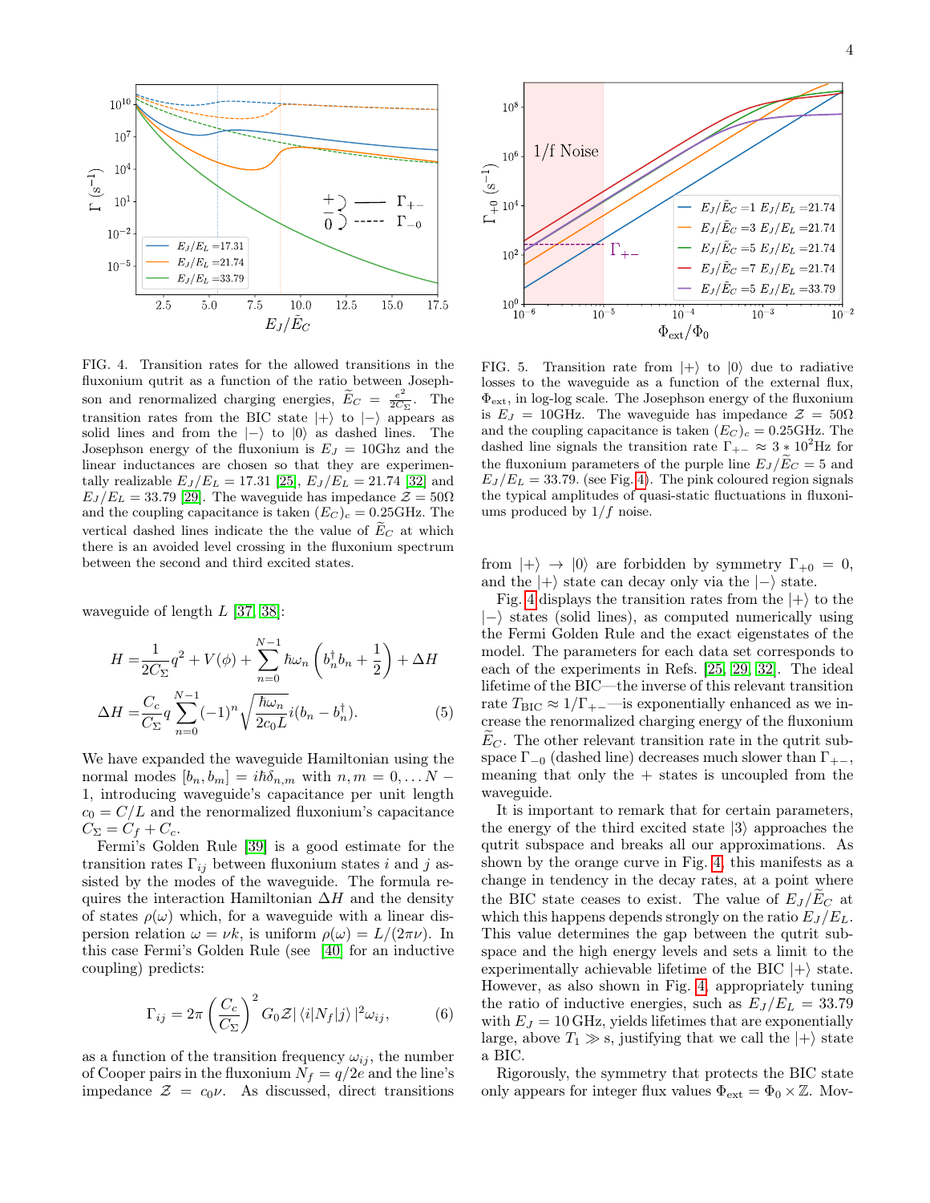FIG. 4. Transition rates for the allowed transitions in the fluxonium qutrit as a function of the ratio between Josephson and renormalized charging energies, $\widetilde{E}_C = \frac{e^2}{2C_\Sigma}$. The transition rates from the BIC state $|+\rangle$ to $|-\rangle$ appears as solid lines and from the $|-\rangle$ to $|0\rangle$ as dashed lines. The Josephson energy of the fluxonium is $E_J = 10$Ghz and the linear inductances are chosen so that they are experimentally realizable $E_J/E_L = 17.31$ [25], $E_J/E_L = 21.74$ [32] and $E_J/E_L = 33.79$ [29]. The waveguide has impedance $\mathcal{Z} = 50\Omega$ and the coupling capacitance is taken $(E_C)_c = 0.25$GHz. The vertical dashed lines indicate the the value of $\widetilde{E}_C$ at which there is an avoided level crossing in the fluxonium spectrum between the second and third excited states.

FIG. 5. Transition rate from $|+\rangle$ to $|0\rangle$ due to radiative losses to the waveguide as a function of the external flux, $\Phi_{\rm ext}$, in log-log scale. The Josephson energy of the fluxonium is $E_J = 10$GHz. The waveguide has impedance $\mathcal{Z} = 50\Omega$ and the coupling capacitance is taken $(E_C)_c = 0.25$GHz. The dashed line signals the transition rate $\Gamma_{+-} \approx 3 * 10^2$Hz for the fluxonium parameters of the purple line $E_J/\widetilde{E}_C = 5$ and $E_J/E_L = 33.79$. (see Fig. 4). The pink coloured region signals the typical amplitudes of quasi-static fluctuations in fluxoniums produced by $1/f$ noise.

waveguide of length $L$ [37, 38]:

$$
\begin{aligned}
H =& \frac{1}{2C_\Sigma} q^2 + V(\phi) + \sum_{n=0}^{N-1} \hbar\omega_n \left( b_n^\dagger b_n + \frac{1}{2} \right) + \Delta H \\
\Delta H =& \frac{C_c}{C_\Sigma} q \sum_{n=0}^{N-1} (-1)^n \sqrt{\frac{\hbar\omega_n}{2c_0 L}} i(b_n - b_n^\dagger).
\end{aligned} \tag{5}
$$

We have expanded the waveguide Hamiltonian using the normal modes $[b_n, b_m] = i\hbar\delta_{n,m}$ with $n, m = 0, \ldots N-1$, introducing waveguide's capacitance per unit length $c_0 = C/L$ and the renormalized fluxonium's capacitance $C_\Sigma = C_f + C_c$.

Fermi's Golden Rule [39] is a good estimate for the transition rates $\Gamma_{ij}$ between fluxonium states $i$ and $j$ assisted by the modes of the waveguide. The formula requires the interaction Hamiltonian $\Delta H$ and the density of states $\rho(\omega)$ which, for a waveguide with a linear dispersion relation $\omega = \nu k$, is uniform $\rho(\omega) = L/(2\pi\nu)$. In this case Fermi's Golden Rule (see [40] for an inductive coupling) predicts:

$$
\Gamma_{ij} = 2\pi \left( \frac{C_c}{C_\Sigma} \right)^2 G_0 \mathcal{Z} |\langle i | N_f | j \rangle|^2 \omega_{ij}, \tag{6}
$$

as a function of the transition frequency $\omega_{ij}$, the number of Cooper pairs in the fluxonium $N_f = q/2e$ and the line's impedance $\mathcal{Z} = c_0\nu$. As discussed, direct transitions from $|+\rangle \to |0\rangle$ are forbidden by symmetry $\Gamma_{+0} = 0$, and the $|+\rangle$ state can decay only via the $|-\rangle$ state.

Fig. 4 displays the transition rates from the $|+\rangle$ to the $|-\rangle$ states (solid lines), as computed numerically using the Fermi Golden Rule and the exact eigenstates of the model. The parameters for each data set corresponds to each of the experiments in Refs. [25, 29, 32]. The ideal lifetime of the BIC—the inverse of this relevant transition rate $T_{\rm BIC} \approx 1/\Gamma_{+-}$—is exponentially enhanced as we increase the renormalized charging energy of the fluxonium $\widetilde{E}_C$. The other relevant transition rate in the qutrit subspace $\Gamma_{-0}$ (dashed line) decreases much slower than $\Gamma_{+-}$, meaning that only the + states is uncoupled from the waveguide.

It is important to remark that for certain parameters, the energy of the third excited state $|3\rangle$ approaches the qutrit subspace and breaks all our approximations. As shown by the orange curve in Fig. 4, this manifests as a change in tendency in the decay rates, at a point where the BIC state ceases to exist. The value of $E_J/\widetilde{E}_C$ at which this happens depends strongly on the ratio $E_J/E_L$. This value determines the gap between the qutrit subspace and the high energy levels and sets a limit to the experimentally achievable lifetime of the BIC $|+\rangle$ state. However, as also shown in Fig. 4, appropriately tuning the ratio of inductive energies, such as $E_J/E_L = 33.79$ with $E_J = 10$ GHz, yields lifetimes that are exponentially large, above $T_1 \gg$ s, justifying that we call the $|+\rangle$ state a BIC.

Rigorously, the symmetry that protects the BIC state only appears for integer flux values $\Phi_{\rm ext} = \Phi_0 \times \mathbb{Z}$. Mov-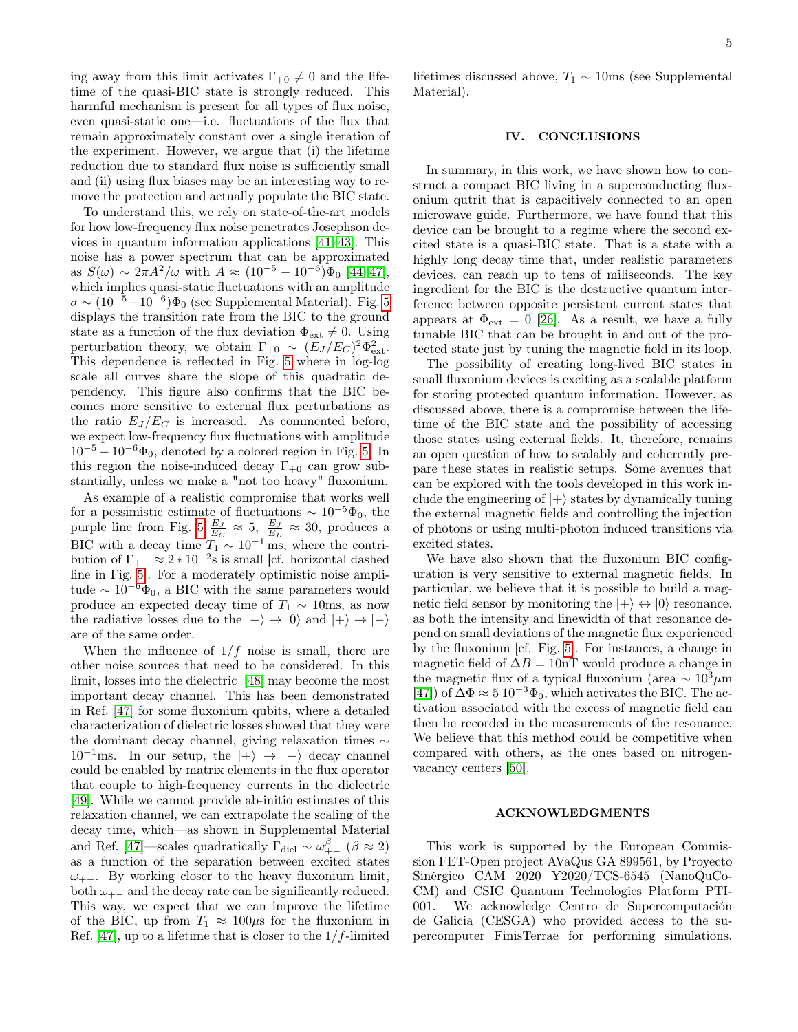ing away from this limit activates $\Gamma_{+0} \neq 0$ and the lifetime of the quasi-BIC state is strongly reduced. This harmful mechanism is present for all types of flux noise, even quasi-static one—i.e. fluctuations of the flux that remain approximately constant over a single iteration of the experiment. However, we argue that (i) the lifetime reduction due to standard flux noise is sufficiently small and (ii) using flux biases may be an interesting way to remove the protection and actually populate the BIC state.

To understand this, we rely on state-of-the-art models for how low-frequency flux noise penetrates Josephson devices in quantum information applications [41–43]. This noise has a power spectrum that can be approximated as $S(\omega) \sim 2\pi A^2/\omega$ with $A \approx (10^{-5} - 10^{-6})\Phi_0$ [44–47], which implies quasi-static fluctuations with an amplitude $\sigma \sim (10^{-5} - 10^{-6})\Phi_0$ (see Supplemental Material). Fig. 5 displays the transition rate from the BIC to the ground state as a function of the flux deviation $\Phi_{\text{ext}} \neq 0$. Using perturbation theory, we obtain $\Gamma_{+0} \sim (E_J/E_C)^2\Phi_{\text{ext}}^2$. This dependence is reflected in Fig. 5 where in log-log scale all curves share the slope of this quadratic dependency. This figure also confirms that the BIC becomes more sensitive to external flux perturbations as the ratio $E_J/E_C$ is increased. As commented before, we expect low-frequency flux fluctuations with amplitude $10^{-5} - 10^{-6}\Phi_0$, denoted by a colored region in Fig. 5. In this region the noise-induced decay $\Gamma_{+0}$ can grow substantially, unless we make a "not too heavy" fluxonium.

As example of a realistic compromise that works well for a pessimistic estimate of fluctuations $\sim 10^{-5}\Phi_0$, the purple line from Fig. 5 $\frac{E_J}{E_C} \approx 5$, $\frac{E_J}{E_L} \approx 30$, produces a BIC with a decay time $T_1 \sim 10^{-1}$ ms, where the contribution of $\Gamma_{+-} \approx 2 * 10^{-2}$s is small [cf. horizontal dashed line in Fig. 5]. For a moderately optimistic noise amplitude $\sim 10^{-6}\Phi_0$, a BIC with the same parameters would produce an expected decay time of $T_1 \sim 10$ms, as now the radiative losses due to the $|+\rangle \to |0\rangle$ and $|+\rangle \to |-\rangle$ are of the same order.

When the influence of $1/f$ noise is small, there are other noise sources that need to be considered. In this limit, losses into the dielectric [48] may become the most important decay channel. This has been demonstrated in Ref. [47] for some fluxonium qubits, where a detailed characterization of dielectric losses showed that they were the dominant decay channel, giving relaxation times $\sim 10^{-1}$ms. In our setup, the $|+\rangle \to |-\rangle$ decay channel could be enabled by matrix elements in the flux operator that couple to high-frequency currents in the dielectric [49]. While we cannot provide ab-initio estimates of this relaxation channel, we can extrapolate the scaling of the decay time, which—as shown in Supplemental Material and Ref. [47]—scales quadratically $\Gamma_{\text{diel}} \sim \omega_{+-}^{\beta}$ ($\beta \approx 2$) as a function of the separation between excited states $\omega_{+-}$. By working closer to the heavy fluxonium limit, both $\omega_{+-}$ and the decay rate can be significantly reduced. This way, we expect that we can improve the lifetime of the BIC, up from $T_1 \approx 100\mu$s for the fluxonium in Ref. [47], up to a lifetime that is closer to the $1/f$-limited lifetimes discussed above, $T_1 \sim 10$ms (see Supplemental Material).

## IV. CONCLUSIONS

In summary, in this work, we have shown how to construct a compact BIC living in a superconducting fluxonium qutrit that is capacitively connected to an open microwave guide. Furthermore, we have found that this device can be brought to a regime where the second excited state is a quasi-BIC state. That is a state with a highly long decay time that, under realistic parameters devices, can reach up to tens of miliseconds. The key ingredient for the BIC is the destructive quantum interference between opposite persistent current states that appears at $\Phi_{\text{ext}} = 0$ [26]. As a result, we have a fully tunable BIC that can be brought in and out of the protected state just by tuning the magnetic field in its loop.

The possibility of creating long-lived BIC states in small fluxonium devices is exciting as a scalable platform for storing protected quantum information. However, as discussed above, there is a compromise between the lifetime of the BIC state and the possibility of accessing those states using external fields. It, therefore, remains an open question of how to scalably and coherently prepare these states in realistic setups. Some avenues that can be explored with the tools developed in this work include the engineering of $|+\rangle$ states by dynamically tuning the external magnetic fields and controlling the injection of photons or using multi-photon induced transitions via excited states.

We have also shown that the fluxonium BIC configuration is very sensitive to external magnetic fields. In particular, we believe that it is possible to build a magnetic field sensor by monitoring the $|+\rangle \leftrightarrow |0\rangle$ resonance, as both the intensity and linewidth of that resonance depend on small deviations of the magnetic flux experienced by the fluxonium [cf. Fig. 5]. For instances, a change in magnetic field of $\Delta B = 10$nT would produce a change in the magnetic flux of a typical fluxonium (area $\sim 10^3\mu$m [47]) of $\Delta\Phi \approx 5\,10^{-3}\Phi_0$, which activates the BIC. The activation associated with the excess of magnetic field can then be recorded in the measurements of the resonance. We believe that this method could be competitive when compared with others, as the ones based on nitrogen-vacancy centers [50].

## ACKNOWLEDGMENTS

This work is supported by the European Commission FET-Open project AVaQus GA 899561, by Proyecto Sinérgico CAM 2020 Y2020/TCS-6545 (NanoQuCo-CM) and CSIC Quantum Technologies Platform PTI-001. We acknowledge Centro de Supercomputación de Galicia (CESGA) who provided access to the supercomputer FinisTerrae for performing simulations.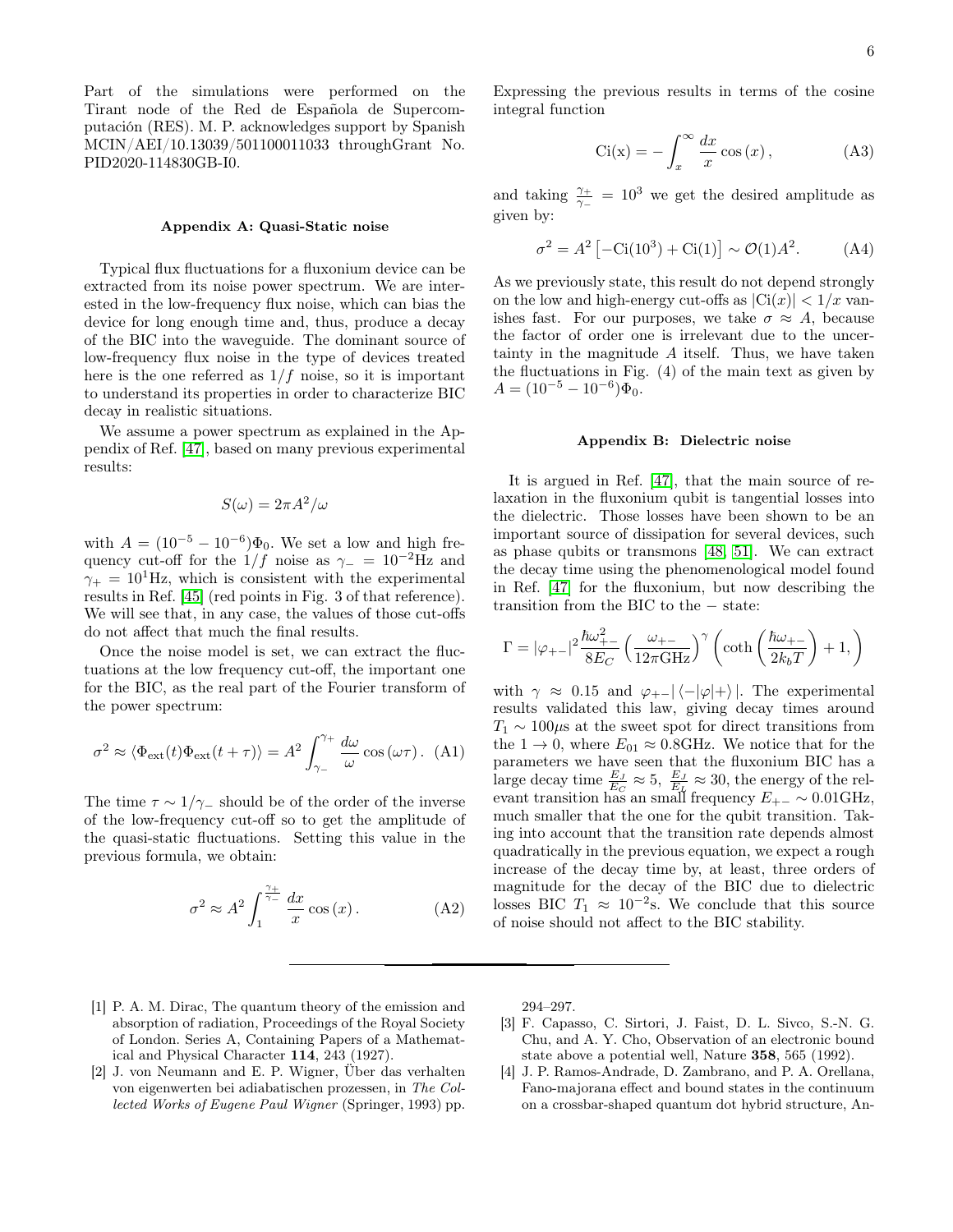Part of the simulations were performed on the Tirant node of the Red de Española de Supercomputación (RES). M. P. acknowledges support by Spanish MCIN/AEI/10.13039/501100011033 throughGrant No. PID2020-114830GB-I0.

### Appendix A: Quasi-Static noise

Typical flux fluctuations for a fluxonium device can be extracted from its noise power spectrum. We are interested in the low-frequency flux noise, which can bias the device for long enough time and, thus, produce a decay of the BIC into the waveguide. The dominant source of low-frequency flux noise in the type of devices treated here is the one referred as $1/f$ noise, so it is important to understand its properties in order to characterize BIC decay in realistic situations.

We assume a power spectrum as explained in the Appendix of Ref. [47], based on many previous experimental results:

$$S(\omega) = 2\pi A^2/\omega$$

with $A = (10^{-5} - 10^{-6})\Phi_0$. We set a low and high frequency cut-off for the $1/f$ noise as $\gamma_- = 10^{-2}$Hz and $\gamma_+ = 10^1$Hz, which is consistent with the experimental results in Ref. [45] (red points in Fig. 3 of that reference). We will see that, in any case, the values of those cut-offs do not affect that much the final results.

Once the noise model is set, we can extract the fluctuations at the low frequency cut-off, the important one for the BIC, as the real part of the Fourier transform of the power spectrum:

$$\sigma^2 \approx \langle \Phi_{\rm ext}(t)\Phi_{\rm ext}(t+\tau)\rangle = A^2 \int_{\gamma_-}^{\gamma_+} \frac{d\omega}{\omega} \cos(\omega\tau) . \quad \text{(A1)}$$

The time $\tau \sim 1/\gamma_-$ should be of the order of the inverse of the low-frequency cut-off so to get the amplitude of the quasi-static fluctuations. Setting this value in the previous formula, we obtain:

$$\sigma^2 \approx A^2 \int_1^{\frac{\gamma_+}{\gamma_-}} \frac{dx}{x} \cos(x) . \quad \text{(A2)}$$

Expressing the previous results in terms of the cosine integral function

$$\mathrm{Ci(x)} = -\int_x^\infty \frac{dx}{x} \cos(x) , \quad \text{(A3)}$$

and taking $\frac{\gamma_+}{\gamma_-} = 10^3$ we get the desired amplitude as given by:

$$\sigma^2 = A^2 \left[-\mathrm{Ci}(10^3) + \mathrm{Ci}(1)\right] \sim \mathcal{O}(1)A^2. \quad \text{(A4)}$$

As we previously state, this result do not depend strongly on the low and high-energy cut-offs as $|\mathrm{Ci}(x)| < 1/x$ vanishes fast. For our purposes, we take $\sigma \approx A$, because the factor of order one is irrelevant due to the uncertainty in the magnitude $A$ itself. Thus, we have taken the fluctuations in Fig. (4) of the main text as given by $A = (10^{-5} - 10^{-6})\Phi_0$.

### Appendix B: Dielectric noise

It is argued in Ref. [47], that the main source of relaxation in the fluxonium qubit is tangential losses into the dielectric. Those losses have been shown to be an important source of dissipation for several devices, such as phase qubits or transmons [48, 51]. We can extract the decay time using the phenomenological model found in Ref. [47] for the fluxonium, but now describing the transition from the BIC to the $-$ state:

$$\Gamma = |\varphi_{+-}|^2 \frac{\hbar\omega_{+-}^2}{8E_C} \left(\frac{\omega_{+-}}{12\pi \mathrm{GHz}}\right)^\gamma \left(\coth\left(\frac{\hbar\omega_{+-}}{2k_bT}\right) + 1, \right)$$

with $\gamma \approx 0.15$ and $\varphi_{+-}|\langle -|\varphi|+\rangle|$. The experimental results validated this law, giving decay times around $T_1 \sim 100\mu$s at the sweet spot for direct transitions from the $1 \to 0$, where $E_{01} \approx 0.8$GHz. We notice that for the parameters we have seen that the fluxonium BIC has a large decay time $\frac{E_J}{E_C} \approx 5$, $\frac{E_J}{E_L} \approx 30$, the energy of the relevant transition has an small frequency $E_{+-} \sim 0.01$GHz, much smaller that the one for the qubit transition. Taking into account that the transition rate depends almost quadratically in the previous equation, we expect a rough increase of the decay time by, at least, three orders of magnitude for the decay of the BIC due to dielectric losses BIC $T_1 \approx 10^{-2}$s. We conclude that this source of noise should not affect to the BIC stability.

---

[1] P. A. M. Dirac, The quantum theory of the emission and absorption of radiation, Proceedings of the Royal Society of London. Series A, Containing Papers of a Mathematical and Physical Character **114**, 243 (1927).

[2] J. von Neumann and E. P. Wigner, Über das verhalten von eigenwerten bei adiabatischen prozessen, in *The Collected Works of Eugene Paul Wigner* (Springer, 1993) pp. 294–297.

[3] F. Capasso, C. Sirtori, J. Faist, D. L. Sivco, S.-N. G. Chu, and A. Y. Cho, Observation of an electronic bound state above a potential well, Nature **358**, 565 (1992).

[4] J. P. Ramos-Andrade, D. Zambrano, and P. A. Orellana, Fano-majorana effect and bound states in the continuum on a crossbar-shaped quantum dot hybrid structure, An-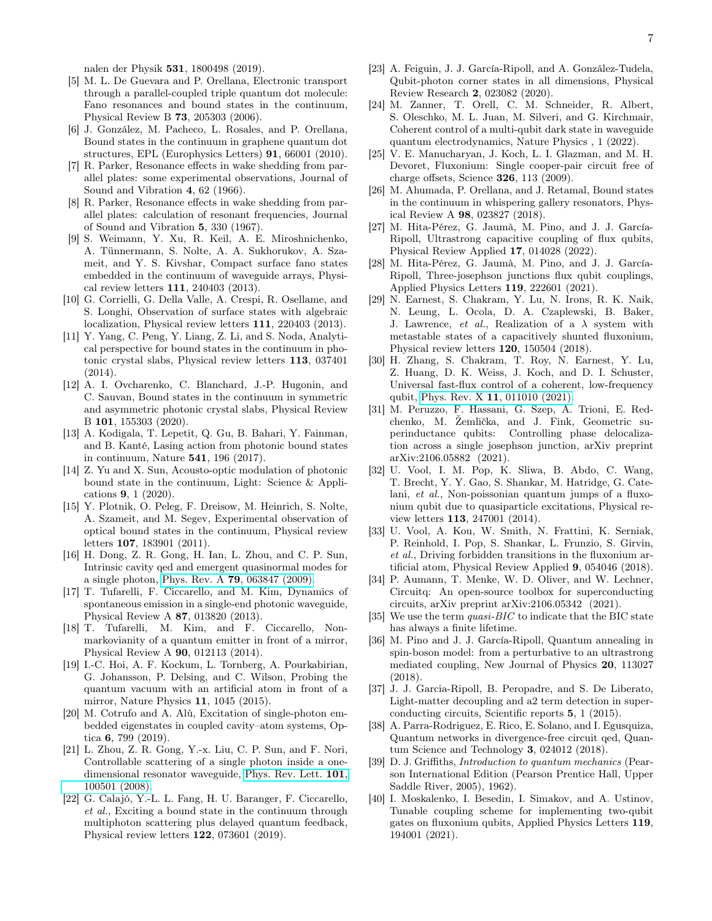nalen der Physik **531**, 1800498 (2019).

[5] M. L. De Guevara and P. Orellana, Electronic transport through a parallel-coupled triple quantum dot molecule: Fano resonances and bound states in the continuum, Physical Review B **73**, 205303 (2006).

[6] J. González, M. Pacheco, L. Rosales, and P. Orellana, Bound states in the continuum in graphene quantum dot structures, EPL (Europhysics Letters) **91**, 66001 (2010).

[7] R. Parker, Resonance effects in wake shedding from parallel plates: some experimental observations, Journal of Sound and Vibration **4**, 62 (1966).

[8] R. Parker, Resonance effects in wake shedding from parallel plates: calculation of resonant frequencies, Journal of Sound and Vibration **5**, 330 (1967).

[9] S. Weimann, Y. Xu, R. Keil, A. E. Miroshnichenko, A. Tünnermann, S. Nolte, A. A. Sukhorukov, A. Szameit, and Y. S. Kivshar, Compact surface fano states embedded in the continuum of waveguide arrays, Physical review letters **111**, 240403 (2013).

[10] G. Corrielli, G. Della Valle, A. Crespi, R. Osellame, and S. Longhi, Observation of surface states with algebraic localization, Physical review letters **111**, 220403 (2013).

[11] Y. Yang, C. Peng, Y. Liang, Z. Li, and S. Noda, Analytical perspective for bound states in the continuum in photonic crystal slabs, Physical review letters **113**, 037401 (2014).

[12] A. I. Ovcharenko, C. Blanchard, J.-P. Hugonin, and C. Sauvan, Bound states in the continuum in symmetric and asymmetric photonic crystal slabs, Physical Review B **101**, 155303 (2020).

[13] A. Kodigala, T. Lepetit, Q. Gu, B. Bahari, Y. Fainman, and B. Kanté, Lasing action from photonic bound states in continuum, Nature **541**, 196 (2017).

[14] Z. Yu and X. Sun, Acousto-optic modulation of photonic bound state in the continuum, Light: Science & Applications **9**, 1 (2020).

[15] Y. Plotnik, O. Peleg, F. Dreisow, M. Heinrich, S. Nolte, A. Szameit, and M. Segev, Experimental observation of optical bound states in the continuum, Physical review letters **107**, 183901 (2011).

[16] H. Dong, Z. R. Gong, H. Ian, L. Zhou, and C. P. Sun, Intrinsic cavity qed and emergent quasinormal modes for a single photon, Phys. Rev. A **79**, 063847 (2009).

[17] T. Tufarelli, F. Ciccarello, and M. Kim, Dynamics of spontaneous emission in a single-end photonic waveguide, Physical Review A **87**, 013820 (2013).

[18] T. Tufarelli, M. Kim, and F. Ciccarello, Non-markovianity of a quantum emitter in front of a mirror, Physical Review A **90**, 012113 (2014).

[19] I.-C. Hoi, A. F. Kockum, L. Tornberg, A. Pourkabirian, G. Johansson, P. Delsing, and C. Wilson, Probing the quantum vacuum with an artificial atom in front of a mirror, Nature Physics **11**, 1045 (2015).

[20] M. Cotrufo and A. Alù, Excitation of single-photon embedded eigenstates in coupled cavity–atom systems, Optica **6**, 799 (2019).

[21] L. Zhou, Z. R. Gong, Y.-x. Liu, C. P. Sun, and F. Nori, Controllable scattering of a single photon inside a one-dimensional resonator waveguide, Phys. Rev. Lett. **101**, 100501 (2008).

[22] G. Calajó, Y.-L. L. Fang, H. U. Baranger, F. Ciccarello, *et al.*, Exciting a bound state in the continuum through multiphoton scattering plus delayed quantum feedback, Physical review letters **122**, 073601 (2019).

[23] A. Feiguin, J. J. García-Ripoll, and A. González-Tudela, Qubit-photon corner states in all dimensions, Physical Review Research **2**, 023082 (2020).

[24] M. Zanner, T. Orell, C. M. Schneider, R. Albert, S. Oleschko, M. L. Juan, M. Silveri, and G. Kirchmair, Coherent control of a multi-qubit dark state in waveguide quantum electrodynamics, Nature Physics , 1 (2022).

[25] V. E. Manucharyan, J. Koch, L. I. Glazman, and M. H. Devoret, Fluxonium: Single cooper-pair circuit free of charge offsets, Science **326**, 113 (2009).

[26] M. Ahumada, P. Orellana, and J. Retamal, Bound states in the continuum in whispering gallery resonators, Physical Review A **98**, 023827 (2018).

[27] M. Hita-Pérez, G. Jaumà, M. Pino, and J. J. García-Ripoll, Ultrastrong capacitive coupling of flux qubits, Physical Review Applied **17**, 014028 (2022).

[28] M. Hita-Pérez, G. Jaumà, M. Pino, and J. J. García-Ripoll, Three-josephson junctions flux qubit couplings, Applied Physics Letters **119**, 222601 (2021).

[29] N. Earnest, S. Chakram, Y. Lu, N. Irons, R. K. Naik, N. Leung, L. Ocola, D. A. Czaplewski, B. Baker, J. Lawrence, *et al.*, Realization of a $\lambda$ system with metastable states of a capacitively shunted fluxonium, Physical review letters **120**, 150504 (2018).

[30] H. Zhang, S. Chakram, T. Roy, N. Earnest, Y. Lu, Z. Huang, D. K. Weiss, J. Koch, and D. I. Schuster, Universal fast-flux control of a coherent, low-frequency qubit, Phys. Rev. X **11**, 011010 (2021).

[31] M. Peruzzo, F. Hassani, G. Szep, A. Trioni, E. Redchenko, M. Žemlička, and J. Fink, Geometric superinductance qubits: Controlling phase delocalization across a single josephson junction, arXiv preprint arXiv:2106.05882 (2021).

[32] U. Vool, I. M. Pop, K. Sliwa, B. Abdo, C. Wang, T. Brecht, Y. Y. Gao, S. Shankar, M. Hatridge, G. Catelani, *et al.*, Non-poissonian quantum jumps of a fluxonium qubit due to quasiparticle excitations, Physical review letters **113**, 247001 (2014).

[33] U. Vool, A. Kou, W. Smith, N. Frattini, K. Serniak, P. Reinhold, I. Pop, S. Shankar, L. Frunzio, S. Girvin, *et al.*, Driving forbidden transitions in the fluxonium artificial atom, Physical Review Applied **9**, 054046 (2018).

[34] P. Aumann, T. Menke, W. D. Oliver, and W. Lechner, Circuitq: An open-source toolbox for superconducting circuits, arXiv preprint arXiv:2106.05342 (2021).

[35] We use the term *quasi-BIC* to indicate that the BIC state has always a finite lifetime.

[36] M. Pino and J. J. García-Ripoll, Quantum annealing in spin-boson model: from a perturbative to an ultrastrong mediated coupling, New Journal of Physics **20**, 113027 (2018).

[37] J. J. Garcia-Ripoll, B. Peropadre, and S. De Liberato, Light-matter decoupling and a2 term detection in superconducting circuits, Scientific reports **5**, 1 (2015).

[38] A. Parra-Rodriguez, E. Rico, E. Solano, and I. Egusquiza, Quantum networks in divergence-free circuit qed, Quantum Science and Technology **3**, 024012 (2018).

[39] D. J. Griffiths, *Introduction to quantum mechanics* (Pearson International Edition (Pearson Prentice Hall, Upper Saddle River, 2005), 1962).

[40] I. Moskalenko, I. Besedin, I. Simakov, and A. Ustinov, Tunable coupling scheme for implementing two-qubit gates on fluxonium qubits, Applied Physics Letters **119**, 194001 (2021).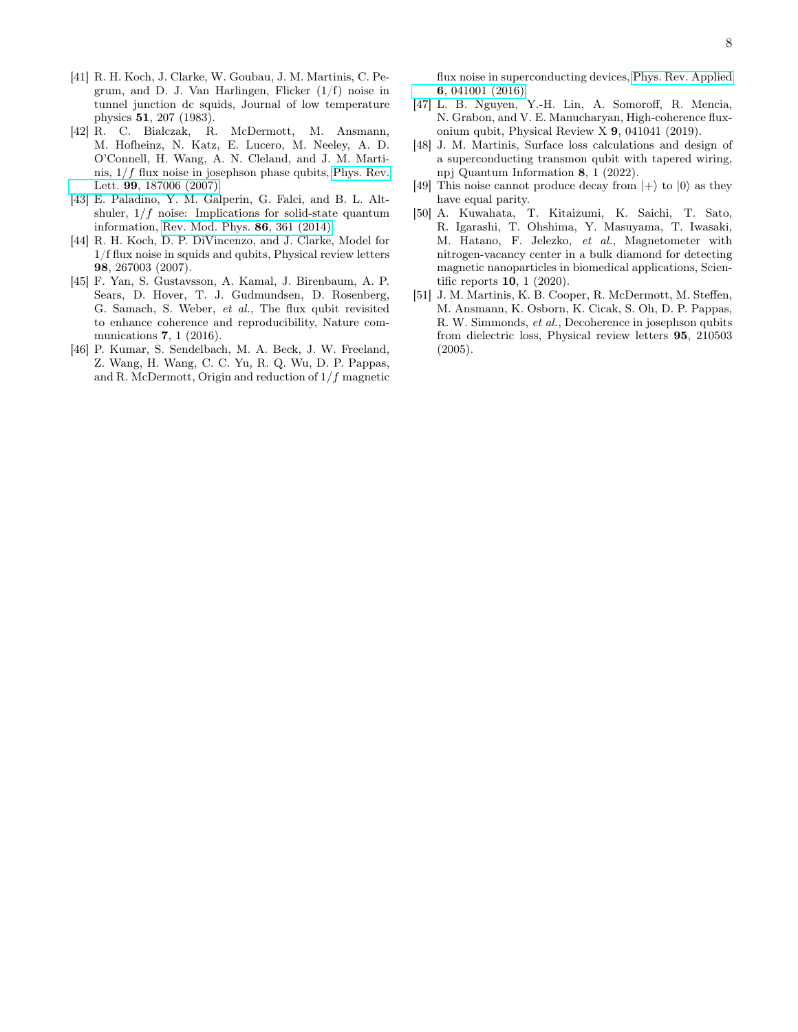[41] R. H. Koch, J. Clarke, W. Goubau, J. M. Martinis, C. Pegrum, and D. J. Van Harlingen, Flicker (1/f) noise in tunnel junction dc squids, Journal of low temperature physics **51**, 207 (1983).

[42] R. C. Bialczak, R. McDermott, M. Ansmann, M. Hofheinz, N. Katz, E. Lucero, M. Neeley, A. D. O'Connell, H. Wang, A. N. Cleland, and J. M. Martinis, $1/f$ flux noise in josephson phase qubits, Phys. Rev. Lett. **99**, 187006 (2007).

[43] E. Paladino, Y. M. Galperin, G. Falci, and B. L. Altshuler, $1/f$ noise: Implications for solid-state quantum information, Rev. Mod. Phys. **86**, 361 (2014).

[44] R. H. Koch, D. P. DiVincenzo, and J. Clarke, Model for 1/f flux noise in squids and qubits, Physical review letters **98**, 267003 (2007).

[45] F. Yan, S. Gustavsson, A. Kamal, J. Birenbaum, A. P. Sears, D. Hover, T. J. Gudmundsen, D. Rosenberg, G. Samach, S. Weber, *et al.*, The flux qubit revisited to enhance coherence and reproducibility, Nature communications **7**, 1 (2016).

[46] P. Kumar, S. Sendelbach, M. A. Beck, J. W. Freeland, Z. Wang, H. Wang, C. C. Yu, R. Q. Wu, D. P. Pappas, and R. McDermott, Origin and reduction of $1/f$ magnetic flux noise in superconducting devices, Phys. Rev. Applied **6**, 041001 (2016).

[47] L. B. Nguyen, Y.-H. Lin, A. Somoroff, R. Mencia, N. Grabon, and V. E. Manucharyan, High-coherence fluxonium qubit, Physical Review X **9**, 041041 (2019).

[48] J. M. Martinis, Surface loss calculations and design of a superconducting transmon qubit with tapered wiring, npj Quantum Information **8**, 1 (2022).

[49] This noise cannot produce decay from $|+\rangle$ to $|0\rangle$ as they have equal parity.

[50] A. Kuwahata, T. Kitaizumi, K. Saichi, T. Sato, R. Igarashi, T. Ohshima, Y. Masuyama, T. Iwasaki, M. Hatano, F. Jelezko, *et al.*, Magnetometer with nitrogen-vacancy center in a bulk diamond for detecting magnetic nanoparticles in biomedical applications, Scientific reports **10**, 1 (2020).

[51] J. M. Martinis, K. B. Cooper, R. McDermott, M. Steffen, M. Ansmann, K. Osborn, K. Cicak, S. Oh, D. P. Pappas, R. W. Simmonds, *et al.*, Decoherence in josephson qubits from dielectric loss, Physical review letters **95**, 210503 (2005).